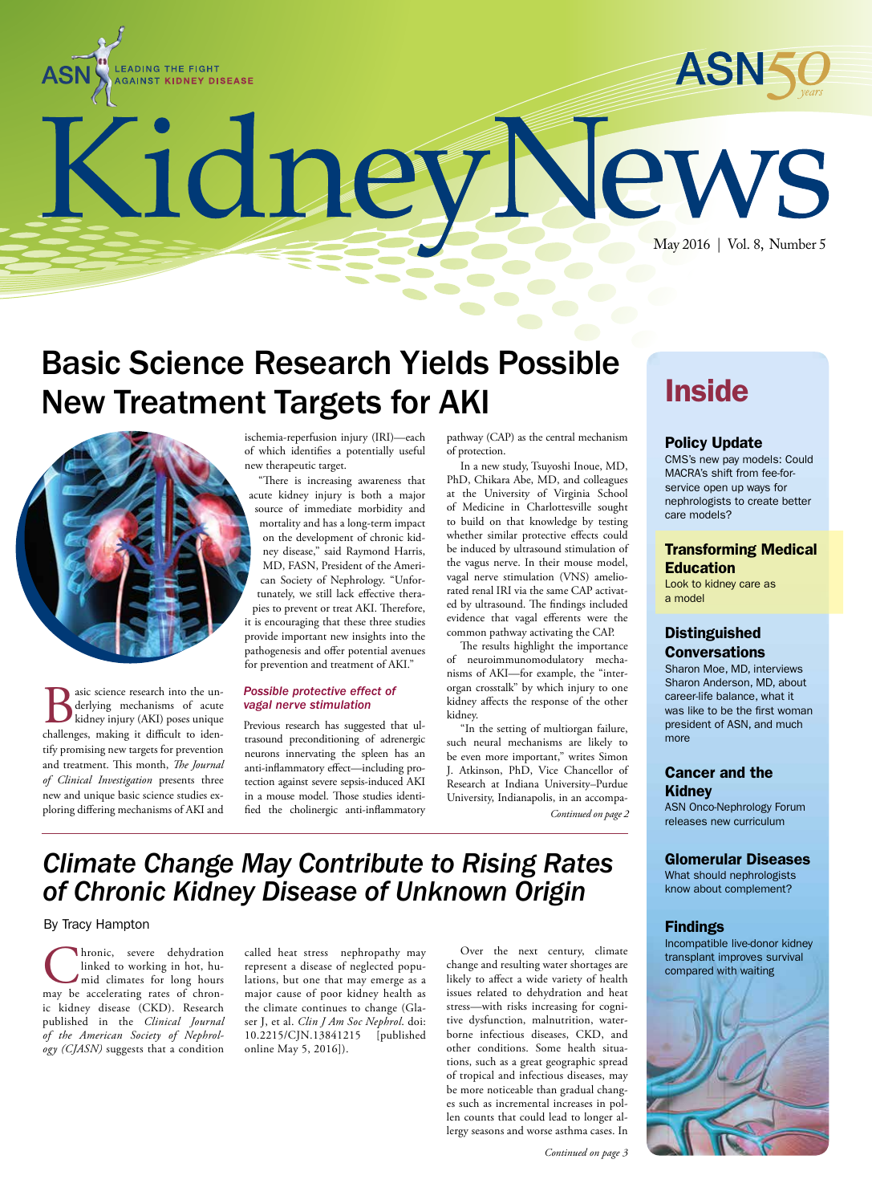# Kidney News

ASN — Leading the Fight Against Kidney Disease

ASN 50 years

May 2016 | Vol. 8, Number 5

## Basic Science Research Yields Possible New Treatment Targets for AKI

Basic science research into the underlying mechanisms of acute kidney injury (AKI) poses unique challenges, making it difficult to identify promising new targets for prevention and treatment. This month, *The Journal of Clinical Investigation* presents three new and unique basic science studies exploring differing mechanisms of AKI and ischemia-reperfusion injury (IRI)—each of which identifies a potentially useful new therapeutic target.

"There is increasing awareness that acute kidney injury is both a major source of immediate morbidity and mortality and has a long-term impact on the development of chronic kidney disease," said Raymond Harris, MD, FASN, President of the American Society of Nephrology. "Unfortunately, we still lack effective therapies to prevent or treat AKI. Therefore, it is encouraging that these three studies provide important new insights into the pathogenesis and offer potential avenues for prevention and treatment of AKI."

### *Possible protective effect of vagal nerve stimulation*

Previous research has suggested that ultrasound preconditioning of adrenergic neurons innervating the spleen has an anti-inflammatory effect—including protection against severe sepsis-induced AKI in a mouse model. Those studies identified the cholinergic anti-inflammatory pathway (CAP) as the central mechanism of protection.

In a new study, Tsuyoshi Inoue, MD, PhD, Chikara Abe, MD, and colleagues at the University of Virginia School of Medicine in Charlottesville sought to build on that knowledge by testing whether similar protective effects could be induced by ultrasound stimulation of the vagus nerve. In their mouse model, vagal nerve stimulation (VNS) ameliorated renal IRI via the same CAP activated by ultrasound. The findings included evidence that vagal efferents were the common pathway activating the CAP.

The results highlight the importance of neuroimmunomodulatory mechanisms of AKI—for example, the "inter-organ crosstalk" by which injury to one kidney affects the response of the other kidney.

"In the setting of multiorgan failure, such neural mechanisms are likely to be even more important," writes Simon J. Atkinson, PhD, Vice Chancellor of Research at Indiana University–Purdue University, Indianapolis, in an accompa-

*Continued on page 2*

## *Climate Change May Contribute to Rising Rates of Chronic Kidney Disease of Unknown Origin*

By Tracy Hampton

Chronic, severe dehydration linked to working in hot, humid climates for long hours may be accelerating rates of chronic kidney disease (CKD). Research published in the *Clinical Journal of the American Society of Nephrology (CJASN)* suggests that a condition called heat stress nephropathy may represent a disease of neglected populations, but one that may emerge as a major cause of poor kidney health as the climate continues to change (Glaser J, et al. *Clin J Am Soc Nephrol.* doi: 10.2215/CJN.13841215 [published online May 5, 2016]).

Over the next century, climate change and resulting water shortages are likely to affect a wide variety of health issues related to dehydration and heat stress—with risks increasing for cognitive dysfunction, malnutrition, waterborne infectious diseases, CKD, and other conditions. Some health situations, such as a great geographic spread of tropical and infectious diseases, may be more noticeable than gradual changes such as incremental increases in pollen counts that could lead to longer allergy seasons and worse asthma cases. In

*Continued on page 3*

## Inside

**Policy Update**
CMS's new pay models: Could MACRA's shift from fee-for-service open up ways for nephrologists to create better care models?

**Transforming Medical Education**
Look to kidney care as a model

**Distinguished Conversations**
Sharon Moe, MD, interviews Sharon Anderson, MD, about career-life balance, what it was like to be the first woman president of ASN, and much more

**Cancer and the Kidney**
ASN Onco-Nephrology Forum releases new curriculum

**Glomerular Diseases**
What should nephrologists know about complement?

**Findings**
Incompatible live-donor kidney transplant improves survival compared with waiting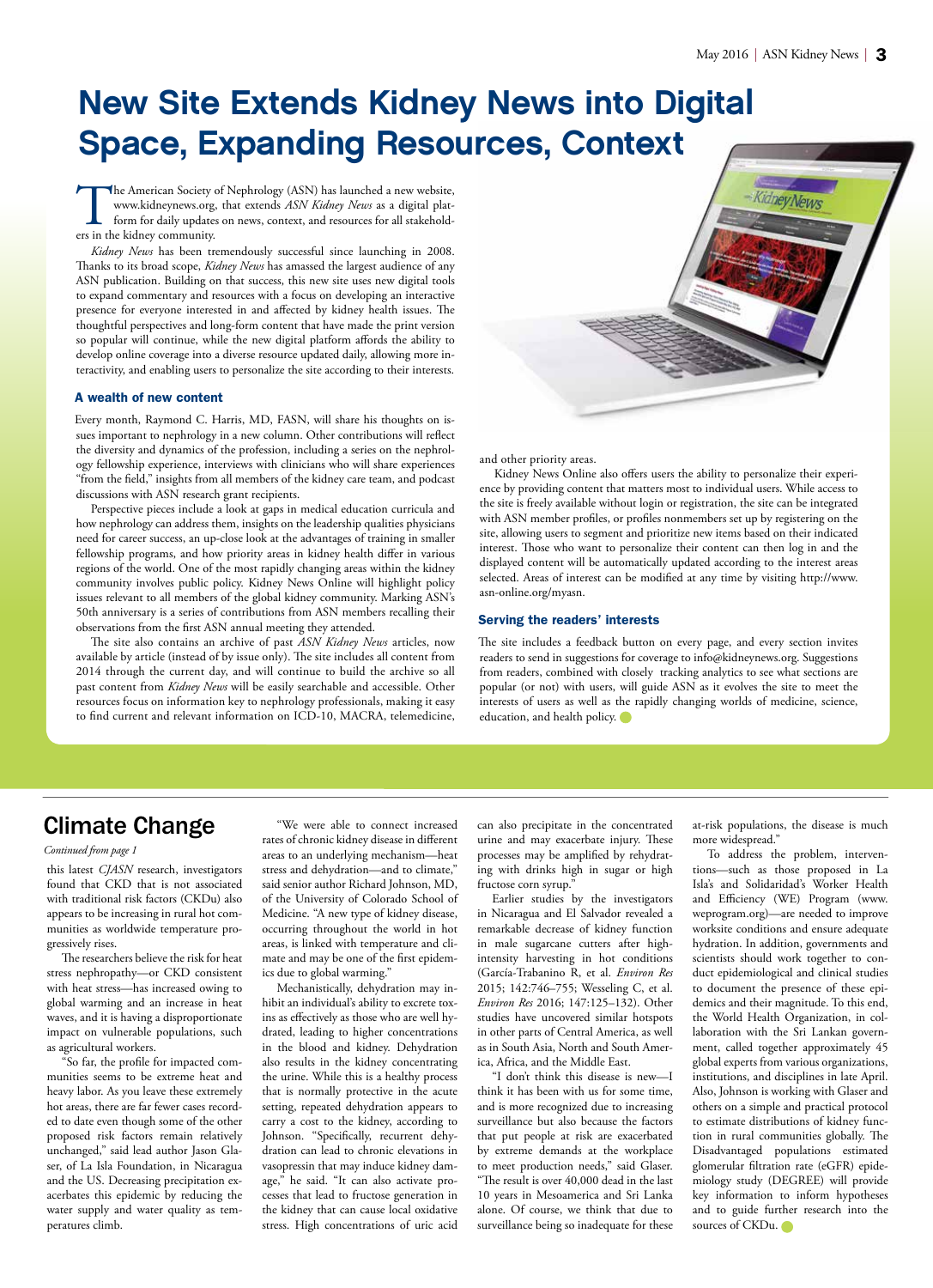# New Site Extends Kidney News into Digital Space, Expanding Resources, Context

The American Society of Nephrology (ASN) has launched a new website, www.kidneynews.org, that extends *ASN Kidney News* as a digital platform for daily updates on news, context, and resources for all stakeholders in the kidney community.

*Kidney News* has been tremendously successful since launching in 2008. Thanks to its broad scope, *Kidney News* has amassed the largest audience of any ASN publication. Building on that success, this new site uses new digital tools to expand commentary and resources with a focus on developing an interactive presence for everyone interested in and affected by kidney health issues. The thoughtful perspectives and long-form content that have made the print version so popular will continue, while the new digital platform affords the ability to develop online coverage into a diverse resource updated daily, allowing more interactivity, and enabling users to personalize the site according to their interests.

### A wealth of new content

Every month, Raymond C. Harris, MD, FASN, will share his thoughts on issues important to nephrology in a new column. Other contributions will reflect the diversity and dynamics of the profession, including a series on the nephrology fellowship experience, interviews with clinicians who will share experiences "from the field," insights from all members of the kidney care team, and podcast discussions with ASN research grant recipients.

Perspective pieces include a look at gaps in medical education curricula and how nephrology can address them, insights on the leadership qualities physicians need for career success, an up-close look at the advantages of training in smaller fellowship programs, and how priority areas in kidney health differ in various regions of the world. One of the most rapidly changing areas within the kidney community involves public policy. Kidney News Online will highlight policy issues relevant to all members of the global kidney community. Marking ASN's 50th anniversary is a series of contributions from ASN members recalling their observations from the first ASN annual meeting they attended.

The site also contains an archive of past *ASN Kidney News* articles, now available by article (instead of by issue only). The site includes all content from 2014 through the current day, and will continue to build the archive so all past content from *Kidney News* will be easily searchable and accessible. Other resources focus on information key to nephrology professionals, making it easy to find current and relevant information on ICD-10, MACRA, telemedicine, and other priority areas.

Kidney News Online also offers users the ability to personalize their experience by providing content that matters most to individual users. While access to the site is freely available without login or registration, the site can be integrated with ASN member profiles, or profiles nonmembers set up by registering on the site, allowing users to segment and prioritize new items based on their indicated interest. Those who want to personalize their content can then log in and the displayed content will be automatically updated according to the interest areas selected. Areas of interest can be modified at any time by visiting http://www.asn-online.org/myasn.

### Serving the readers' interests

The site includes a feedback button on every page, and every section invites readers to send in suggestions for coverage to info@kidneynews.org. Suggestions from readers, combined with closely tracking analytics to see what sections are popular (or not) with users, will guide ASN as it evolves the site to meet the interests of users as well as the rapidly changing worlds of medicine, science, education, and health policy.

## Climate Change

*Continued from page 1*

this latest *CJASN* research, investigators found that CKD that is not associated with traditional risk factors (CKDu) also appears to be increasing in rural hot communities as worldwide temperature progressively rises.

The researchers believe the risk for heat stress nephropathy—or CKD consistent with heat stress—has increased owing to global warming and an increase in heat waves, and it is having a disproportionate impact on vulnerable populations, such as agricultural workers.

"So far, the profile for impacted communities seems to be extreme heat and heavy labor. As you leave these extremely hot areas, there are far fewer cases recorded to date even though some of the other proposed risk factors remain relatively unchanged," said lead author Jason Glaser, of La Isla Foundation, in Nicaragua and the US. Decreasing precipitation exacerbates this epidemic by reducing the water supply and water quality as temperatures climb.

"We were able to connect increased rates of chronic kidney disease in different areas to an underlying mechanism—heat stress and dehydration—and to climate," said senior author Richard Johnson, MD, of the University of Colorado School of Medicine. "A new type of kidney disease, occurring throughout the world in hot areas, is linked with temperature and climate and may be one of the first epidemics due to global warming."

Mechanistically, dehydration may inhibit an individual's ability to excrete toxins as effectively as those who are well hydrated, leading to higher concentrations in the blood and kidney. Dehydration also results in the kidney concentrating the urine. While this is a healthy process that is normally protective in the acute setting, repeated dehydration appears to carry a cost to the kidney, according to Johnson. "Specifically, recurrent dehydration can lead to chronic elevations in vasopressin that may induce kidney damage," he said. "It can also activate processes that lead to fructose generation in the kidney that can cause local oxidative stress. High concentrations of uric acid can also precipitate in the concentrated urine and may exacerbate injury. These processes may be amplified by rehydrating with drinks high in sugar or high fructose corn syrup."

Earlier studies by the investigators in Nicaragua and El Salvador revealed a remarkable decrease of kidney function in male sugarcane cutters after high-intensity harvesting in hot conditions (García-Trabanino R, et al. *Environ Res* 2015; 142:746–755; Wesseling C, et al. *Environ Res* 2016; 147:125–132). Other studies have uncovered similar hotspots in other parts of Central America, as well as in South Asia, North and South America, Africa, and the Middle East.

"I don't think this disease is new—I think it has been with us for some time, and is more recognized due to increasing surveillance but also because the factors that put people at risk are exacerbated by extreme demands at the workplace to meet production needs," said Glaser. "The result is over 40,000 dead in the last 10 years in Mesoamerica and Sri Lanka alone. Of course, we think that due to surveillance being so inadequate for these at-risk populations, the disease is much more widespread."

To address the problem, interventions—such as those proposed in La Isla's and Solidaridad's Worker Health and Efficiency (WE) Program (www.weprogram.org)—are needed to improve worksite conditions and ensure adequate hydration. In addition, governments and scientists should work together to conduct epidemiological and clinical studies to document the presence of these epidemics and their magnitude. To this end, the World Health Organization, in collaboration with the Sri Lankan government, called together approximately 45 global experts from various organizations, institutions, and disciplines in late April. Also, Johnson is working with Glaser and others on a simple and practical protocol to estimate distributions of kidney function in rural communities globally. The Disadvantaged populations estimated glomerular filtration rate (eGFR) epidemiology study (DEGREE) will provide key information to inform hypotheses and to guide further research into the sources of CKDu.